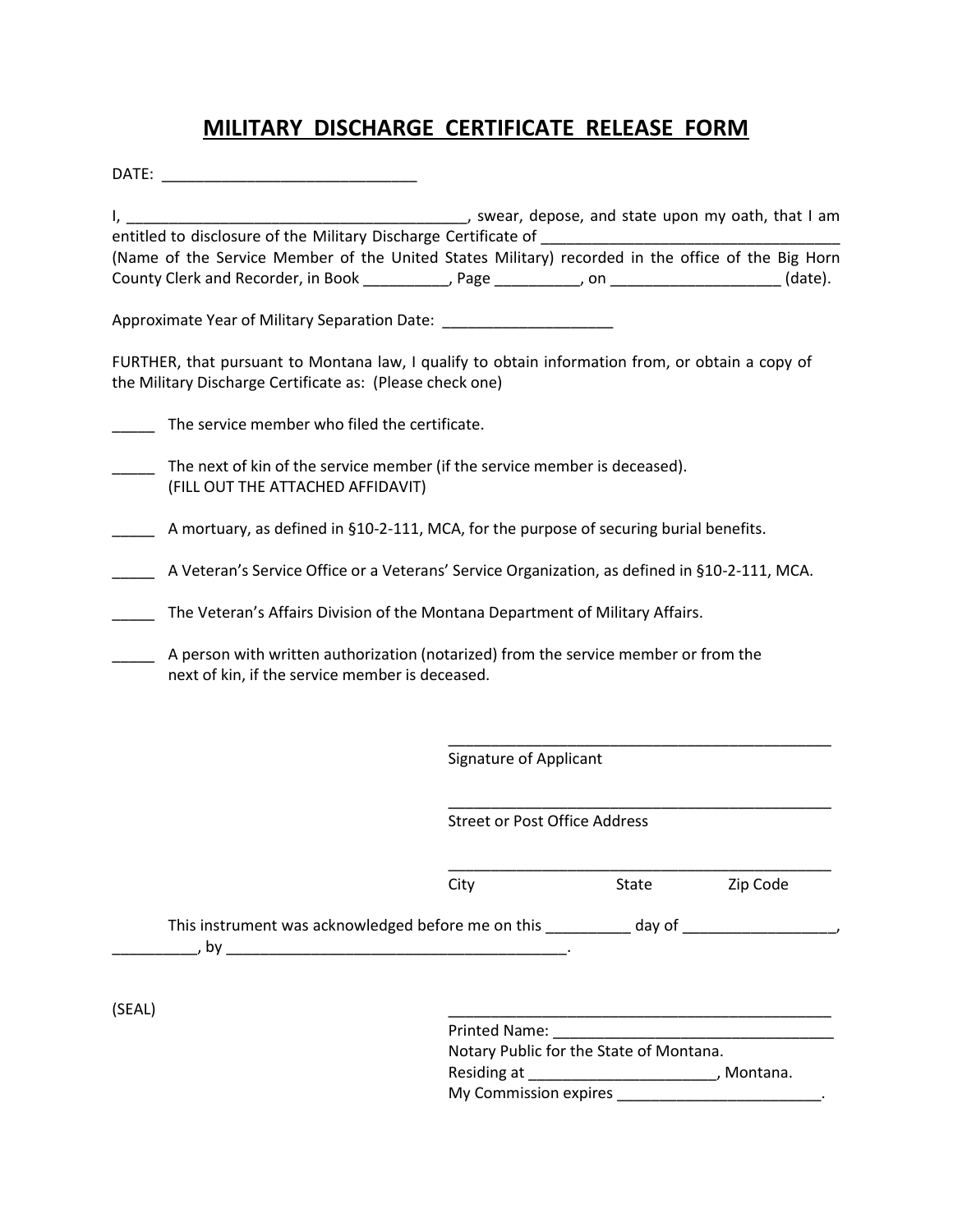# MILITARY DISCHARGE CERTIFICATE RELEASE FORM

DATE: ______________________________

I, _________________________________________, swear, depose, and state upon my oath, that I am entitled to disclosure of the Military Discharge Certificate of ___________________________________ (Name of the Service Member of the United States Military) recorded in the office of the Big Horn County Clerk and Recorder, in Book __________, Page __________, on ___________________ (date).

Approximate Year of Military Separation Date: ____________________

FURTHER, that pursuant to Montana law, I qualify to obtain information from, or obtain a copy of the Military Discharge Certificate as: (Please check one)

_____ The service member who filed the certificate.

_____ The next of kin of the service member (if the service member is deceased). (FILL OUT THE ATTACHED AFFIDAVIT)

_____ A mortuary, as defined in §10-2-111, MCA, for the purpose of securing burial benefits.

_____ A Veteran's Service Office or a Veterans' Service Organization, as defined in §10-2-111, MCA.

_____ The Veteran's Affairs Division of the Montana Department of Military Affairs.

_____ A person with written authorization (notarized) from the service member or from the next of kin, if the service member is deceased.

_______________________________________________
Signature of Applicant

_______________________________________________
Street or Post Office Address

_______________________________________________
City State Zip Code

This instrument was acknowledged before me on this __________ day of __________________, __________, by _________________________________________.

(SEAL)

_______________________________________________
Printed Name: __________________________________
Notary Public for the State of Montana.
Residing at ______________________, Montana.
My Commission expires ________________________.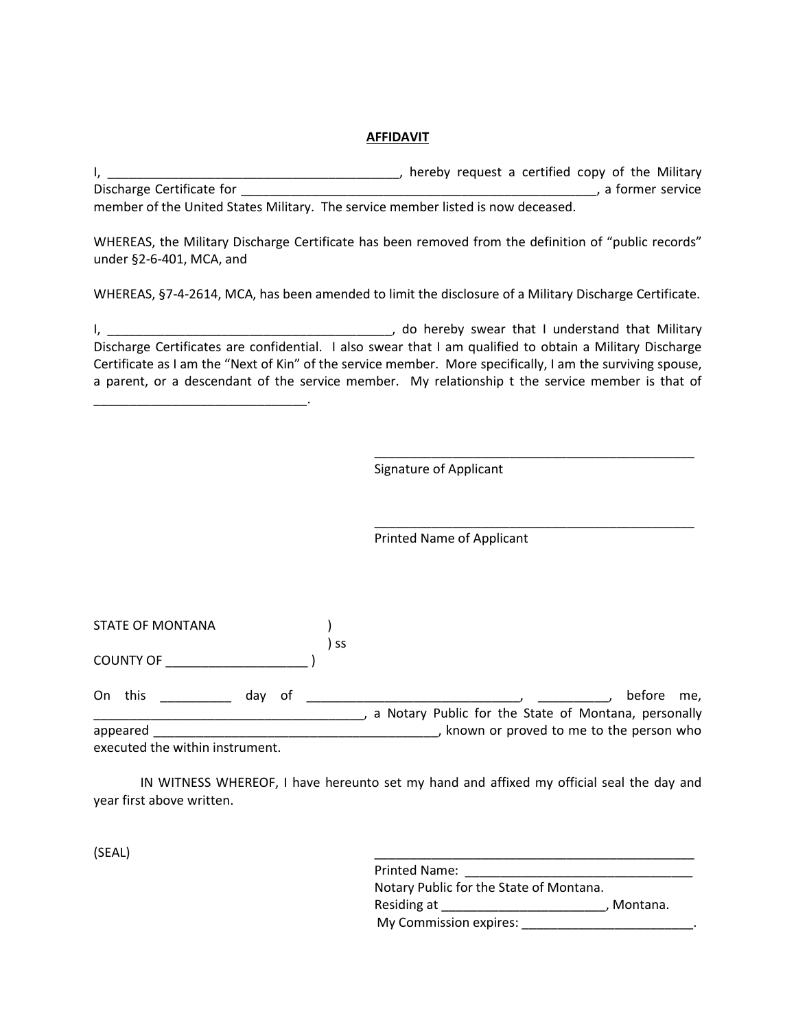**AFFIDAVIT**

I, _________________________________________, hereby request a certified copy of the Military Discharge Certificate for __________________________________________________, a former service member of the United States Military. The service member listed is now deceased.

WHEREAS, the Military Discharge Certificate has been removed from the definition of "public records" under §2-6-401, MCA, and

WHEREAS, §7-4-2614, MCA, has been amended to limit the disclosure of a Military Discharge Certificate.

I, _______________________________________, do hereby swear that I understand that Military Discharge Certificates are confidential. I also swear that I am qualified to obtain a Military Discharge Certificate as I am the "Next of Kin" of the service member. More specifically, I am the surviving spouse, a parent, or a descendant of the service member. My relationship t the service member is that of ______________________________.

_____________________________________________
Signature of Applicant

_____________________________________________
Printed Name of Applicant

STATE OF MONTANA )
) ss
COUNTY OF ____________________ )

On this __________ day of ______________________________, __________, before me, ____________________________________, a Notary Public for the State of Montana, personally appeared ________________________________________, known or proved to me to the person who executed the within instrument.

IN WITNESS WHEREOF, I have hereunto set my hand and affixed my official seal the day and year first above written.

(SEAL)

_____________________________________________
Printed Name: _________________________________
Notary Public for the State of Montana.
Residing at _______________________, Montana.
My Commission expires: ________________________.